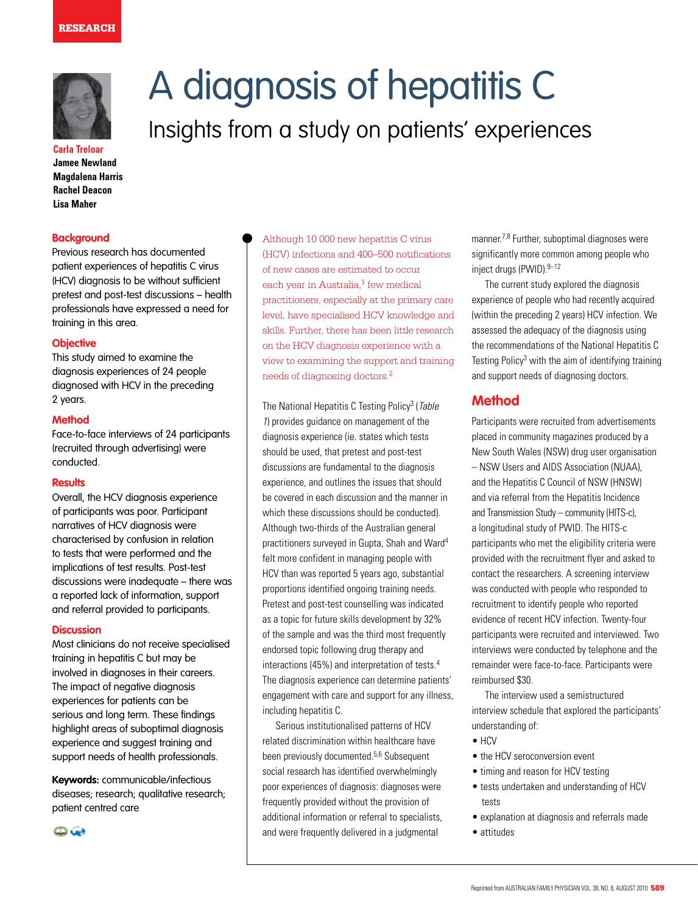RESEARCH

# A diagnosis of hepatitis C

## Insights from a study on patients' experiences

**Carla Treloar**
**Jamee Newland**
**Magdalena Harris**
**Rachel Deacon**
**Lisa Maher**

### Background

Previous research has documented patient experiences of hepatitis C virus (HCV) diagnosis to be without sufficient pretest and post-test discussions – health professionals have expressed a need for training in this area.

### Objective

This study aimed to examine the diagnosis experiences of 24 people diagnosed with HCV in the preceding 2 years.

### Method

Face-to-face interviews of 24 participants (recruited through advertising) were conducted.

### Results

Overall, the HCV diagnosis experience of participants was poor. Participant narratives of HCV diagnosis were characterised by confusion in relation to tests that were performed and the implications of test results. Post-test discussions were inadequate – there was a reported lack of information, support and referral provided to participants.

### Discussion

Most clinicians do not receive specialised training in hepatitis C but may be involved in diagnoses in their careers. The impact of negative diagnosis experiences for patients can be serious and long term. These findings highlight areas of suboptimal diagnosis experience and suggest training and support needs of health professionals.

**Keywords:** communicable/infectious diseases; research; qualitative research; patient centred care

Although 10 000 new hepatitis C virus (HCV) infections and 400–500 notifications of new cases are estimated to occur each year in Australia,[1] few medical practitioners, especially at the primary care level, have specialised HCV knowledge and skills. Further, there has been little research on the HCV diagnosis experience with a view to examining the support and training needs of diagnosing doctors.[2]

The National Hepatitis C Testing Policy[3] (*Table 1*) provides guidance on management of the diagnosis experience (ie. states which tests should be used, that pretest and post-test discussions are fundamental to the diagnosis experience, and outlines the issues that should be covered in each discussion and the manner in which these discussions should be conducted). Although two-thirds of the Australian general practitioners surveyed in Gupta, Shah and Ward[4] felt more confident in managing people with HCV than was reported 5 years ago, substantial proportions identified ongoing training needs. Pretest and post-test counselling was indicated as a topic for future skills development by 32% of the sample and was the third most frequently endorsed topic following drug therapy and interactions (45%) and interpretation of tests.[4] The diagnosis experience can determine patients' engagement with care and support for any illness, including hepatitis C.

Serious institutionalised patterns of HCV related discrimination within healthcare have been previously documented.[5,6] Subsequent social research has identified overwhelmingly poor experiences of diagnosis: diagnoses were frequently provided without the provision of additional information or referral to specialists, and were frequently delivered in a judgmental manner.[7,8] Further, suboptimal diagnoses were significantly more common among people who inject drugs (PWID).[9–12]

The current study explored the diagnosis experience of people who had recently acquired (within the preceding 2 years) HCV infection. We assessed the adequacy of the diagnosis using the recommendations of the National Hepatitis C Testing Policy[3] with the aim of identifying training and support needs of diagnosing doctors.

## Method

Participants were recruited from advertisements placed in community magazines produced by a New South Wales (NSW) drug user organisation – NSW Users and AIDS Association (NUAA), and the Hepatitis C Council of NSW (HNSW) and via referral from the Hepatitis Incidence and Transmission Study – community (HITS-c), a longitudinal study of PWID. The HITS-c participants who met the eligibility criteria were provided with the recruitment flyer and asked to contact the researchers. A screening interview was conducted with people who responded to recruitment to identify people who reported evidence of recent HCV infection. Twenty-four participants were recruited and interviewed. Two interviews were conducted by telephone and the remainder were face-to-face. Participants were reimbursed $30.

The interview used a semistructured interview schedule that explored the participants' understanding of:

- HCV
- the HCV seroconversion event
- timing and reason for HCV testing
- tests undertaken and understanding of HCV tests
- explanation at diagnosis and referrals made
- attitudes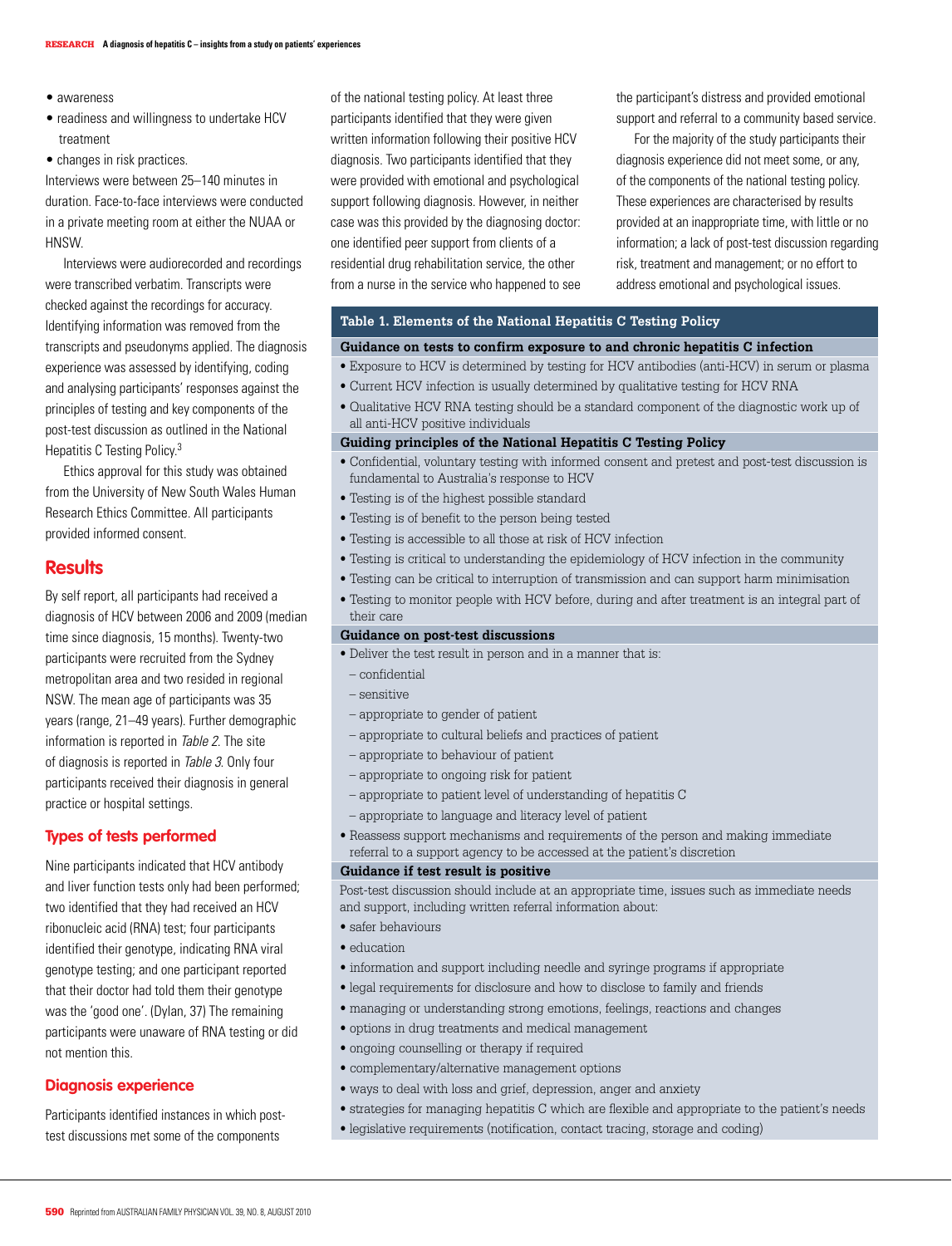- awareness
- readiness and willingness to undertake HCV treatment
- changes in risk practices.

Interviews were between 25–140 minutes in duration. Face-to-face interviews were conducted in a private meeting room at either the NUAA or HNSW.

Interviews were audiorecorded and recordings were transcribed verbatim. Transcripts were checked against the recordings for accuracy. Identifying information was removed from the transcripts and pseudonyms applied. The diagnosis experience was assessed by identifying, coding and analysing participants' responses against the principles of testing and key components of the post-test discussion as outlined in the National Hepatitis C Testing Policy.[3]

Ethics approval for this study was obtained from the University of New South Wales Human Research Ethics Committee. All participants provided informed consent.

## Results

By self report, all participants had received a diagnosis of HCV between 2006 and 2009 (median time since diagnosis, 15 months). Twenty-two participants were recruited from the Sydney metropolitan area and two resided in regional NSW. The mean age of participants was 35 years (range, 21–49 years). Further demographic information is reported in *Table 2*. The site of diagnosis is reported in *Table 3*. Only four participants received their diagnosis in general practice or hospital settings.

### Types of tests performed

Nine participants indicated that HCV antibody and liver function tests only had been performed; two identified that they had received an HCV ribonucleic acid (RNA) test; four participants identified their genotype, indicating RNA viral genotype testing; and one participant reported that their doctor had told them their genotype was the 'good one'. (Dylan, 37) The remaining participants were unaware of RNA testing or did not mention this.

### Diagnosis experience

Participants identified instances in which post-test discussions met some of the components of the national testing policy. At least three participants identified that they were given written information following their positive HCV diagnosis. Two participants identified that they were provided with emotional and psychological support following diagnosis. However, in neither case was this provided by the diagnosing doctor: one identified peer support from clients of a residential drug rehabilitation service, the other from a nurse in the service who happened to see the participant's distress and provided emotional support and referral to a community based service.

For the majority of the study participants their diagnosis experience did not meet some, or any, of the components of the national testing policy. These experiences are characterised by results provided at an inappropriate time, with little or no information; a lack of post-test discussion regarding risk, treatment and management; or no effort to address emotional and psychological issues.

**Table 1. Elements of the National Hepatitis C Testing Policy**

**Guidance on tests to confirm exposure to and chronic hepatitis C infection**

- Exposure to HCV is determined by testing for HCV antibodies (anti-HCV) in serum or plasma
- Current HCV infection is usually determined by qualitative testing for HCV RNA
- Qualitative HCV RNA testing should be a standard component of the diagnostic work up of all anti-HCV positive individuals

**Guiding principles of the National Hepatitis C Testing Policy**

- Confidential, voluntary testing with informed consent and pretest and post-test discussion is fundamental to Australia's response to HCV
- Testing is of the highest possible standard
- Testing is of benefit to the person being tested
- Testing is accessible to all those at risk of HCV infection
- Testing is critical to understanding the epidemiology of HCV infection in the community
- Testing can be critical to interruption of transmission and can support harm minimisation
- Testing to monitor people with HCV before, during and after treatment is an integral part of their care

**Guidance on post-test discussions**

- Deliver the test result in person and in a manner that is:
  - confidential
  - sensitive
  - appropriate to gender of patient
  - appropriate to cultural beliefs and practices of patient
  - appropriate to behaviour of patient
  - appropriate to ongoing risk for patient
  - appropriate to patient level of understanding of hepatitis C
  - appropriate to language and literacy level of patient
- Reassess support mechanisms and requirements of the person and making immediate referral to a support agency to be accessed at the patient's discretion

**Guidance if test result is positive**

Post-test discussion should include at an appropriate time, issues such as immediate needs and support, including written referral information about:

- safer behaviours
- education
- information and support including needle and syringe programs if appropriate
- legal requirements for disclosure and how to disclose to family and friends
- managing or understanding strong emotions, feelings, reactions and changes
- options in drug treatments and medical management
- ongoing counselling or therapy if required
- complementary/alternative management options
- ways to deal with loss and grief, depression, anger and anxiety
- strategies for managing hepatitis C which are flexible and appropriate to the patient's needs
- legislative requirements (notification, contact tracing, storage and coding)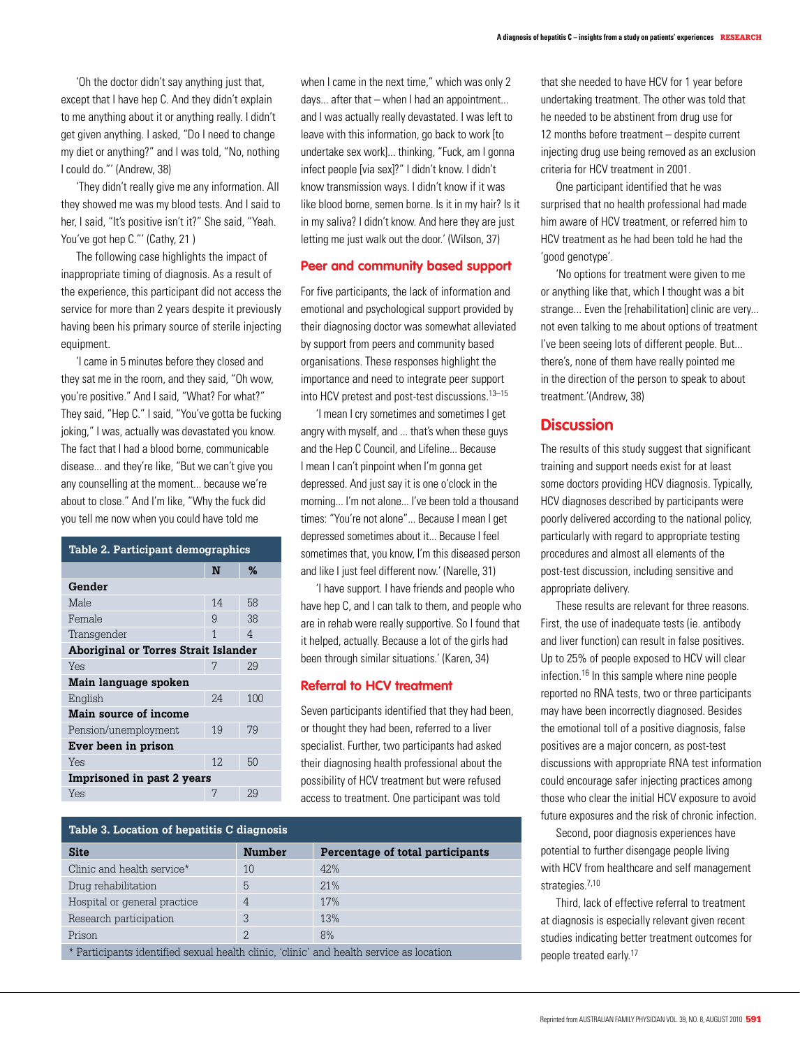'Oh the doctor didn't say anything just that, except that I have hep C. And they didn't explain to me anything about it or anything really. I didn't get given anything. I asked, "Do I need to change my diet or anything?" and I was told, "No, nothing I could do."' (Andrew, 38)

'They didn't really give me any information. All they showed me was my blood tests. And I said to her, I said, "It's positive isn't it?" She said, "Yeah. You've got hep C."' (Cathy, 21 )

The following case highlights the impact of inappropriate timing of diagnosis. As a result of the experience, this participant did not access the service for more than 2 years despite it previously having been his primary source of sterile injecting equipment.

'I came in 5 minutes before they closed and they sat me in the room, and they said, "Oh wow, you're positive." And I said, "What? For what?" They said, "Hep C." I said, "You've gotta be fucking joking," I was, actually was devastated you know. The fact that I had a blood borne, communicable disease... and they're like, "But we can't give you any counselling at the moment... because we're about to close." And I'm like, "Why the fuck did you tell me now when you could have told me when I came in the next time," which was only 2 days... after that – when I had an appointment... and I was actually really devastated. I was left to leave with this information, go back to work [to undertake sex work]... thinking, "Fuck, am I gonna infect people [via sex]?" I didn't know. I didn't know transmission ways. I didn't know if it was like blood borne, semen borne. Is it in my hair? Is it in my saliva? I didn't know. And here they are just letting me just walk out the door.' (Wilson, 37)

**Table 2. Participant demographics**

| | N | % |
|---|---|---|
| **Gender** | | |
| Male | 14 | 58 |
| Female | 9 | 38 |
| Transgender | 1 | 4 |
| **Aboriginal or Torres Strait Islander** | | |
| Yes | 7 | 29 |
| **Main language spoken** | | |
| English | 24 | 100 |
| **Main source of income** | | |
| Pension/unemployment | 19 | 79 |
| **Ever been in prison** | | |
| Yes | 12 | 50 |
| **Imprisoned in past 2 years** | | |
| Yes | 7 | 29 |

### Peer and community based support

For five participants, the lack of information and emotional and psychological support provided by their diagnosing doctor was somewhat alleviated by support from peers and community based organisations. These responses highlight the importance and need to integrate peer support into HCV pretest and post-test discussions.[13–15]

'I mean I cry sometimes and sometimes I get angry with myself, and ... that's when these guys and the Hep C Council, and Lifeline... Because I mean I can't pinpoint when I'm gonna get depressed. And just say it is one o'clock in the morning... I'm not alone... I've been told a thousand times: "You're not alone"... Because I mean I get depressed sometimes about it... Because I feel sometimes that, you know, I'm this diseased person and like I just feel different now.' (Narelle, 31)

'I have support. I have friends and people who have hep C, and I can talk to them, and people who are in rehab were really supportive. So I found that it helped, actually. Because a lot of the girls had been through similar situations.' (Karen, 34)

### Referral to HCV treatment

Seven participants identified that they had been, or thought they had been, referred to a liver specialist. Further, two participants had asked their diagnosing health professional about the possibility of HCV treatment but were refused access to treatment. One participant was told that she needed to have HCV for 1 year before undertaking treatment. The other was told that he needed to be abstinent from drug use for 12 months before treatment – despite current injecting drug use being removed as an exclusion criteria for HCV treatment in 2001.

One participant identified that he was surprised that no health professional had made him aware of HCV treatment, or referred him to HCV treatment as he had been told he had the 'good genotype'.

'No options for treatment were given to me or anything like that, which I thought was a bit strange... Even the [rehabilitation] clinic are very... not even talking to me about options of treatment I've been seeing lots of different people. But... there's, none of them have really pointed me in the direction of the person to speak to about treatment.'(Andrew, 38)

**Table 3. Location of hepatitis C diagnosis**

| Site | Number | Percentage of total participants |
|---|---|---|
| Clinic and health service* | 10 | 42% |
| Drug rehabilitation | 5 | 21% |
| Hospital or general practice | 4 | 17% |
| Research participation | 3 | 13% |
| Prison | 2 | 8% |

\* Participants identified sexual health clinic, 'clinic' and health service as location

## Discussion

The results of this study suggest that significant training and support needs exist for at least some doctors providing HCV diagnosis. Typically, HCV diagnoses described by participants were poorly delivered according to the national policy, particularly with regard to appropriate testing procedures and almost all elements of the post-test discussion, including sensitive and appropriate delivery.

These results are relevant for three reasons. First, the use of inadequate tests (ie. antibody and liver function) can result in false positives. Up to 25% of people exposed to HCV will clear infection.[16] In this sample where nine people reported no RNA tests, two or three participants may have been incorrectly diagnosed. Besides the emotional toll of a positive diagnosis, false positives are a major concern, as post-test discussions with appropriate RNA test information could encourage safer injecting practices among those who clear the initial HCV exposure to avoid future exposures and the risk of chronic infection.

Second, poor diagnosis experiences have potential to further disengage people living with HCV from healthcare and self management strategies.[7,10]

Third, lack of effective referral to treatment at diagnosis is especially relevant given recent studies indicating better treatment outcomes for people treated early.[17]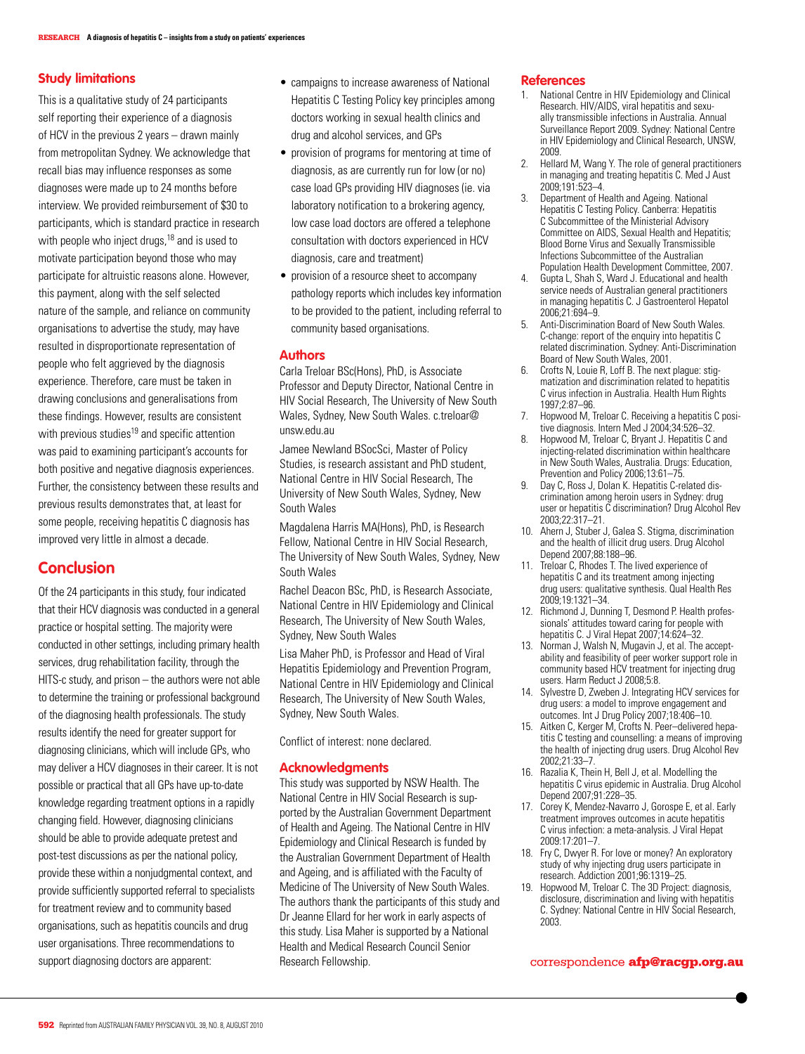## Study limitations

This is a qualitative study of 24 participants self reporting their experience of a diagnosis of HCV in the previous 2 years – drawn mainly from metropolitan Sydney. We acknowledge that recall bias may influence responses as some diagnoses were made up to 24 months before interview. We provided reimbursement of $30 to participants, which is standard practice in research with people who inject drugs,[18] and is used to motivate participation beyond those who may participate for altruistic reasons alone. However, this payment, along with the self selected nature of the sample, and reliance on community organisations to advertise the study, may have resulted in disproportionate representation of people who felt aggrieved by the diagnosis experience. Therefore, care must be taken in drawing conclusions and generalisations from these findings. However, results are consistent with previous studies[19] and specific attention was paid to examining participant's accounts for both positive and negative diagnosis experiences. Further, the consistency between these results and previous results demonstrates that, at least for some people, receiving hepatitis C diagnosis has improved very little in almost a decade.

## Conclusion

Of the 24 participants in this study, four indicated that their HCV diagnosis was conducted in a general practice or hospital setting. The majority were conducted in other settings, including primary health services, drug rehabilitation facility, through the HITS-c study, and prison – the authors were not able to determine the training or professional background of the diagnosing health professionals. The study results identify the need for greater support for diagnosing clinicians, which will include GPs, who may deliver a HCV diagnoses in their career. It is not possible or practical that all GPs have up-to-date knowledge regarding treatment options in a rapidly changing field. However, diagnosing clinicians should be able to provide adequate pretest and post-test discussions as per the national policy, provide these within a nonjudgmental context, and provide sufficiently supported referral to specialists for treatment review and to community based organisations, such as hepatitis councils and drug user organisations. Three recommendations to support diagnosing doctors are apparent:

- campaigns to increase awareness of National Hepatitis C Testing Policy key principles among doctors working in sexual health clinics and drug and alcohol services, and GPs
- provision of programs for mentoring at time of diagnosis, as are currently run for low (or no) case load GPs providing HIV diagnoses (ie. via laboratory notification to a brokering agency, low case load doctors are offered a telephone consultation with doctors experienced in HCV diagnosis, care and treatment)
- provision of a resource sheet to accompany pathology reports which includes key information to be provided to the patient, including referral to community based organisations.

## Authors

Carla Treloar BSc(Hons), PhD, is Associate Professor and Deputy Director, National Centre in HIV Social Research, The University of New South Wales, Sydney, New South Wales. c.treloar@unsw.edu.au

Jamee Newland BSocSci, Master of Policy Studies, is research assistant and PhD student, National Centre in HIV Social Research, The University of New South Wales, Sydney, New South Wales

Magdalena Harris MA(Hons), PhD, is Research Fellow, National Centre in HIV Social Research, The University of New South Wales, Sydney, New South Wales

Rachel Deacon BSc, PhD, is Research Associate, National Centre in HIV Epidemiology and Clinical Research, The University of New South Wales, Sydney, New South Wales

Lisa Maher PhD, is Professor and Head of Viral Hepatitis Epidemiology and Prevention Program, National Centre in HIV Epidemiology and Clinical Research, The University of New South Wales, Sydney, New South Wales.

Conflict of interest: none declared.

## Acknowledgments

This study was supported by NSW Health. The National Centre in HIV Social Research is supported by the Australian Government Department of Health and Ageing. The National Centre in HIV Epidemiology and Clinical Research is funded by the Australian Government Department of Health and Ageing, and is affiliated with the Faculty of Medicine of The University of New South Wales. The authors thank the participants of this study and Dr Jeanne Ellard for her work in early aspects of this study. Lisa Maher is supported by a National Health and Medical Research Council Senior Research Fellowship.

## References

1. National Centre in HIV Epidemiology and Clinical Research. HIV/AIDS, viral hepatitis and sexually transmissible infections in Australia. Annual Surveillance Report 2009. Sydney: National Centre in HIV Epidemiology and Clinical Research, UNSW, 2009.
2. Hellard M, Wang Y. The role of general practitioners in managing and treating hepatitis C. Med J Aust 2009;191:523–4.
3. Department of Health and Ageing. National Hepatitis C Testing Policy. Canberra: Hepatitis C Subcommittee of the Ministerial Advisory Committee on AIDS, Sexual Health and Hepatitis; Blood Borne Virus and Sexually Transmissible Infections Subcommittee of the Australian Population Health Development Committee, 2007.
4. Gupta L, Shah S, Ward J. Educational and health service needs of Australian general practitioners in managing hepatitis C. J Gastroenterol Hepatol 2006;21:694–9.
5. Anti-Discrimination Board of New South Wales. C-change: report of the enquiry into hepatitis C related discrimination. Sydney: Anti-Discrimination Board of New South Wales, 2001.
6. Crofts N, Louie R, Loff B. The next plague: stigmatization and discrimination related to hepatitis C virus infection in Australia. Health Hum Rights 1997;2:87–96.
7. Hopwood M, Treloar C. Receiving a hepatitis C positive diagnosis. Intern Med J 2004;34:526–32.
8. Hopwood M, Treloar C, Bryant J. Hepatitis C and injecting-related discrimination within healthcare in New South Wales, Australia. Drugs: Education, Prevention and Policy 2006;13:61–75.
9. Day C, Ross J, Dolan K. Hepatitis C-related discrimination among heroin users in Sydney: drug user or hepatitis C discrimination? Drug Alcohol Rev 2003;22:317–21.
10. Ahern J, Stuber J, Galea S. Stigma, discrimination and the health of illicit drug users. Drug Alcohol Depend 2007;88:188–96.
11. Treloar C, Rhodes T. The lived experience of hepatitis C and its treatment among injecting drug users: qualitative synthesis. Qual Health Res 2009;19:1321–34.
12. Richmond J, Dunning T, Desmond P. Health professionals' attitudes toward caring for people with hepatitis C. J Viral Hepat 2007;14:624–32.
13. Norman J, Walsh N, Mugavin J, et al. The acceptability and feasibility of peer worker support role in community based HCV treatment for injecting drug users. Harm Reduct J 2008;5:8.
14. Sylvestre D, Zweben J. Integrating HCV services for drug users: a model to improve engagement and outcomes. Int J Drug Policy 2007;18:406–10.
15. Aitken C, Kerger M, Crofts N. Peer–delivered hepatitis C testing and counselling: a means of improving the health of injecting drug users. Drug Alcohol Rev 2002;21:33–7.
16. Razalia K, Thein H, Bell J, et al. Modelling the hepatitis C virus epidemic in Australia. Drug Alcohol Depend 2007;91:228–35.
17. Corey K, Mendez-Navarro J, Gorospe E, et al. Early treatment improves outcomes in acute hepatitis C virus infection: a meta-analysis. J Viral Hepat 2009:17:201–7.
18. Fry C, Dwyer R. For love or money? An exploratory study of why injecting drug users participate in research. Addiction 2001;96:1319–25.
19. Hopwood M, Treloar C. The 3D Project: diagnosis, disclosure, discrimination and living with hepatitis C. Sydney: National Centre in HIV Social Research, 2003.

correspondence **afp@racgp.org.au**